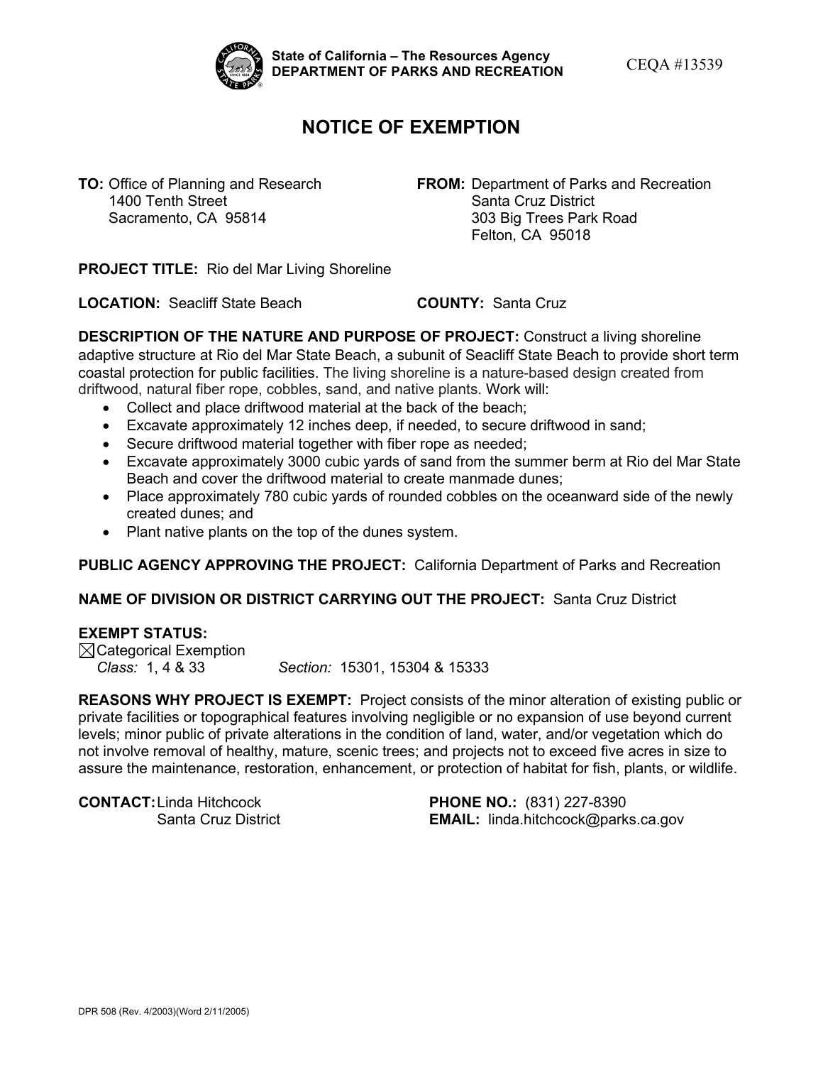**State of California – The Resources Agency**
**DEPARTMENT OF PARKS AND RECREATION**

CEQA #13539

# NOTICE OF EXEMPTION

**TO:** Office of Planning and Research
1400 Tenth Street
Sacramento, CA 95814

**FROM:** Department of Parks and Recreation
Santa Cruz District
303 Big Trees Park Road
Felton, CA 95018

**PROJECT TITLE:** Rio del Mar Living Shoreline

**LOCATION:** Seacliff State Beach **COUNTY:** Santa Cruz

**DESCRIPTION OF THE NATURE AND PURPOSE OF PROJECT:** Construct a living shoreline adaptive structure at Rio del Mar State Beach, a subunit of Seacliff State Beach to provide short term coastal protection for public facilities. The living shoreline is a nature-based design created from driftwood, natural fiber rope, cobbles, sand, and native plants. Work will:

- Collect and place driftwood material at the back of the beach;
- Excavate approximately 12 inches deep, if needed, to secure driftwood in sand;
- Secure driftwood material together with fiber rope as needed;
- Excavate approximately 3000 cubic yards of sand from the summer berm at Rio del Mar State Beach and cover the driftwood material to create manmade dunes;
- Place approximately 780 cubic yards of rounded cobbles on the oceanward side of the newly created dunes; and
- Plant native plants on the top of the dunes system.

**PUBLIC AGENCY APPROVING THE PROJECT:** California Department of Parks and Recreation

**NAME OF DIVISION OR DISTRICT CARRYING OUT THE PROJECT:** Santa Cruz District

**EXEMPT STATUS:**
☒ Categorical Exemption
*Class:* 1, 4 & 33 *Section:* 15301, 15304 & 15333

**REASONS WHY PROJECT IS EXEMPT:** Project consists of the minor alteration of existing public or private facilities or topographical features involving negligible or no expansion of use beyond current levels; minor public of private alterations in the condition of land, water, and/or vegetation which do not involve removal of healthy, mature, scenic trees; and projects not to exceed five acres in size to assure the maintenance, restoration, enhancement, or protection of habitat for fish, plants, or wildlife.

**CONTACT:** Linda Hitchcock
Santa Cruz District

**PHONE NO.:** (831) 227-8390
**EMAIL:** linda.hitchcock@parks.ca.gov

DPR 508 (Rev. 4/2003)(Word 2/11/2005)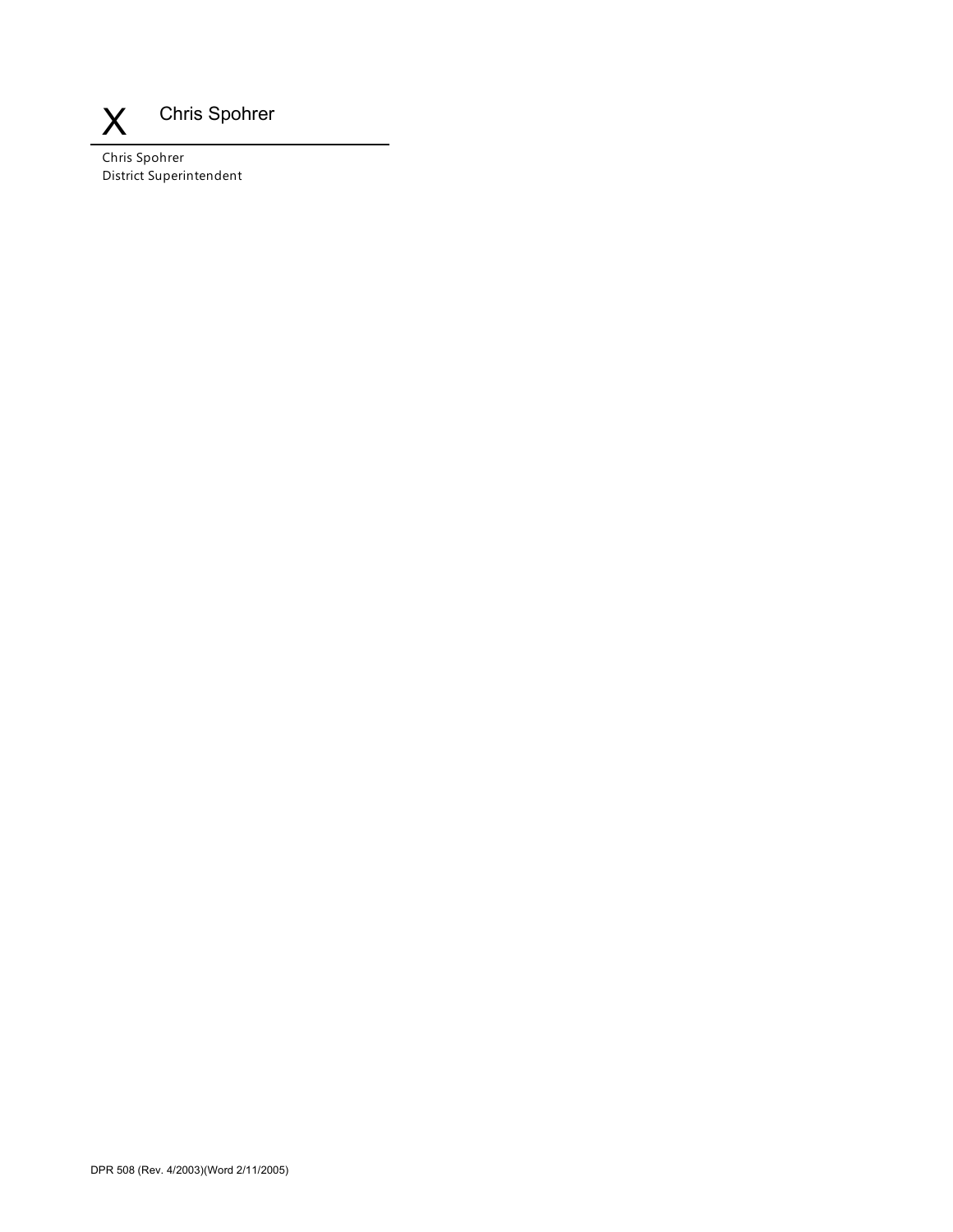X Chris Spohrer

---

Chris Spohrer
District Superintendent

DPR 508 (Rev. 4/2003)(Word 2/11/2005)